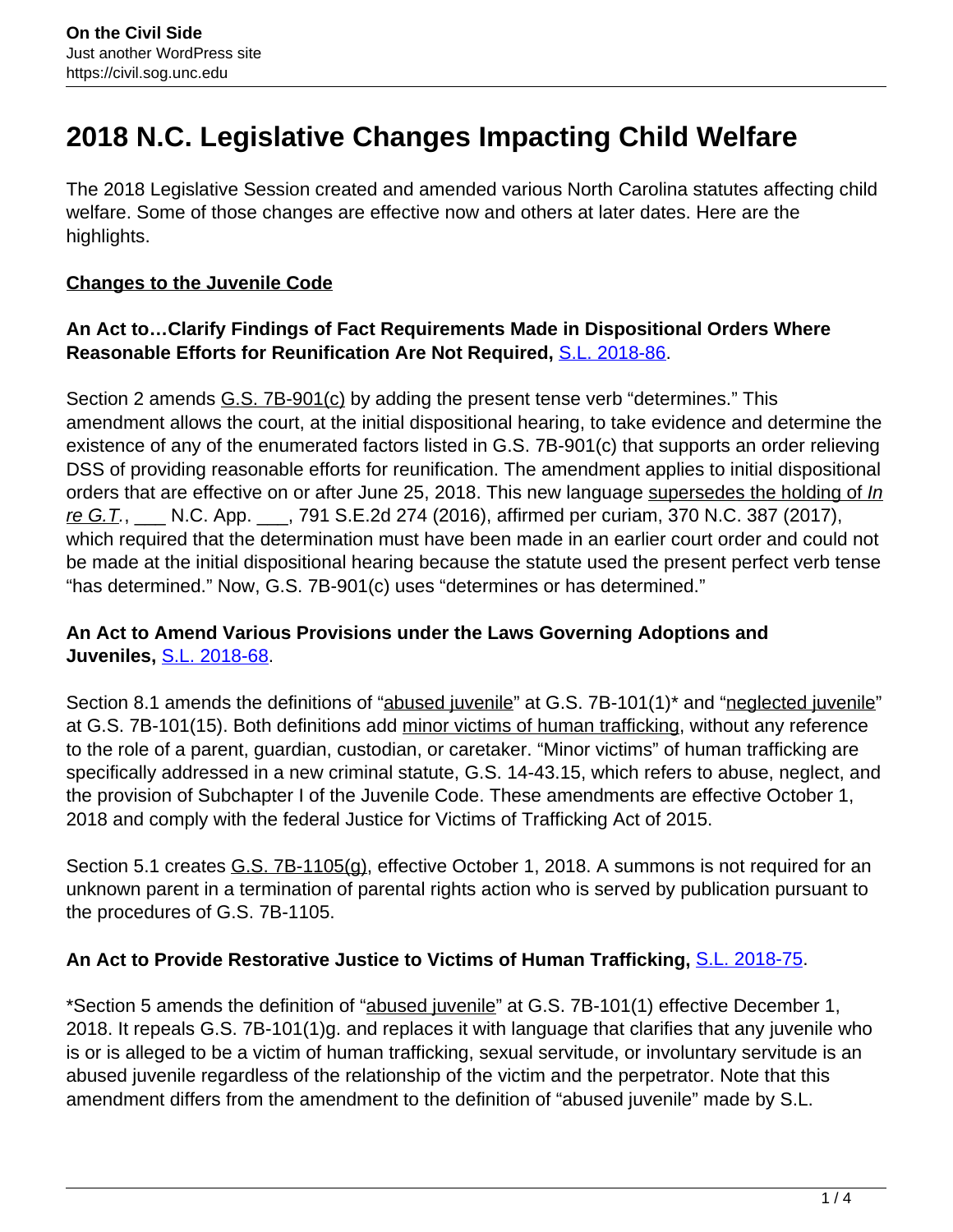# 2018 N.C. Legislative Changes Impacting Child Welfare

The 2018 Legislative Session created and amended various North Carolina statutes affecting child welfare. Some of those changes are effective now and others at later dates. Here are the highlights.

## Changes to the Juvenile Code

### An Act to…Clarify Findings of Fact Requirements Made in Dispositional Orders Where Reasonable Efforts for Reunification Are Not Required, S.L. 2018-86.

Section 2 amends G.S. 7B-901(c) by adding the present tense verb "determines." This amendment allows the court, at the initial dispositional hearing, to take evidence and determine the existence of any of the enumerated factors listed in G.S. 7B-901(c) that supports an order relieving DSS of providing reasonable efforts for reunification. The amendment applies to initial dispositional orders that are effective on or after June 25, 2018. This new language supersedes the holding of *In re G.T.*, ___ N.C. App. ___, 791 S.E.2d 274 (2016), affirmed per curiam, 370 N.C. 387 (2017), which required that the determination must have been made in an earlier court order and could not be made at the initial dispositional hearing because the statute used the present perfect verb tense "has determined." Now, G.S. 7B-901(c) uses "determines or has determined."

### An Act to Amend Various Provisions under the Laws Governing Adoptions and Juveniles, S.L. 2018-68.

Section 8.1 amends the definitions of "abused juvenile" at G.S. 7B-101(1)* and "neglected juvenile" at G.S. 7B-101(15). Both definitions add minor victims of human trafficking, without any reference to the role of a parent, guardian, custodian, or caretaker. "Minor victims" of human trafficking are specifically addressed in a new criminal statute, G.S. 14-43.15, which refers to abuse, neglect, and the provision of Subchapter I of the Juvenile Code. These amendments are effective October 1, 2018 and comply with the federal Justice for Victims of Trafficking Act of 2015.

Section 5.1 creates G.S. 7B-1105(g), effective October 1, 2018. A summons is not required for an unknown parent in a termination of parental rights action who is served by publication pursuant to the procedures of G.S. 7B-1105.

### An Act to Provide Restorative Justice to Victims of Human Trafficking, S.L. 2018-75.

*Section 5 amends the definition of "abused juvenile" at G.S. 7B-101(1) effective December 1, 2018. It repeals G.S. 7B-101(1)g. and replaces it with language that clarifies that any juvenile who is or is alleged to be a victim of human trafficking, sexual servitude, or involuntary servitude is an abused juvenile regardless of the relationship of the victim and the perpetrator. Note that this amendment differs from the amendment to the definition of "abused juvenile" made by S.L.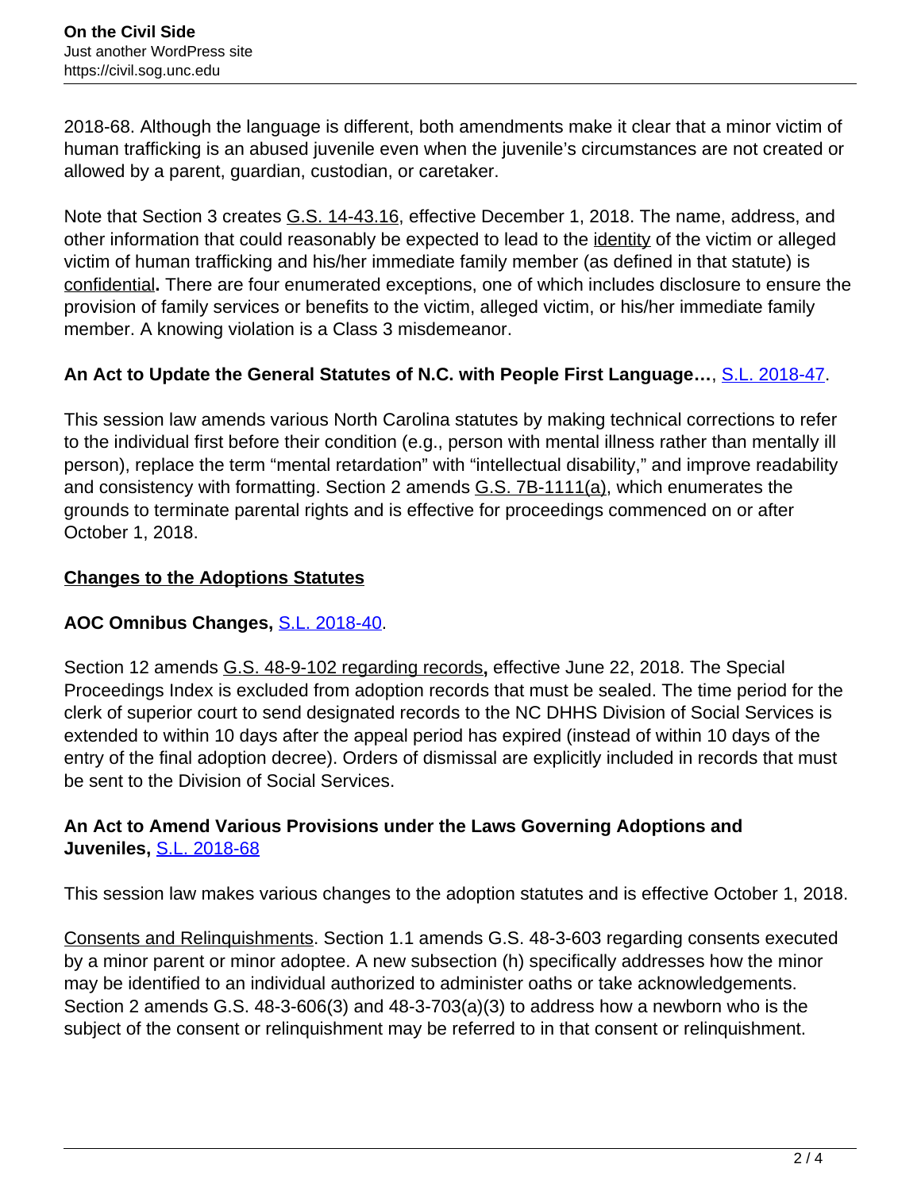2018-68. Although the language is different, both amendments make it clear that a minor victim of human trafficking is an abused juvenile even when the juvenile's circumstances are not created or allowed by a parent, guardian, custodian, or caretaker.

Note that Section 3 creates G.S. 14-43.16, effective December 1, 2018. The name, address, and other information that could reasonably be expected to lead to the identity of the victim or alleged victim of human trafficking and his/her immediate family member (as defined in that statute) is confidential**.** There are four enumerated exceptions, one of which includes disclosure to ensure the provision of family services or benefits to the victim, alleged victim, or his/her immediate family member. A knowing violation is a Class 3 misdemeanor.

**An Act to Update the General Statutes of N.C. with People First Language…**, S.L. 2018-47.

This session law amends various North Carolina statutes by making technical corrections to refer to the individual first before their condition (e.g., person with mental illness rather than mentally ill person), replace the term "mental retardation" with "intellectual disability," and improve readability and consistency with formatting. Section 2 amends G.S. 7B-1111(a), which enumerates the grounds to terminate parental rights and is effective for proceedings commenced on or after October 1, 2018.

## Changes to the Adoptions Statutes

**AOC Omnibus Changes,** S.L. 2018-40.

Section 12 amends G.S. 48-9-102 regarding records**,** effective June 22, 2018. The Special Proceedings Index is excluded from adoption records that must be sealed. The time period for the clerk of superior court to send designated records to the NC DHHS Division of Social Services is extended to within 10 days after the appeal period has expired (instead of within 10 days of the entry of the final adoption decree). Orders of dismissal are explicitly included in records that must be sent to the Division of Social Services.

**An Act to Amend Various Provisions under the Laws Governing Adoptions and Juveniles,** S.L. 2018-68

This session law makes various changes to the adoption statutes and is effective October 1, 2018.

Consents and Relinquishments. Section 1.1 amends G.S. 48-3-603 regarding consents executed by a minor parent or minor adoptee. A new subsection (h) specifically addresses how the minor may be identified to an individual authorized to administer oaths or take acknowledgements. Section 2 amends G.S. 48-3-606(3) and 48-3-703(a)(3) to address how a newborn who is the subject of the consent or relinquishment may be referred to in that consent or relinquishment.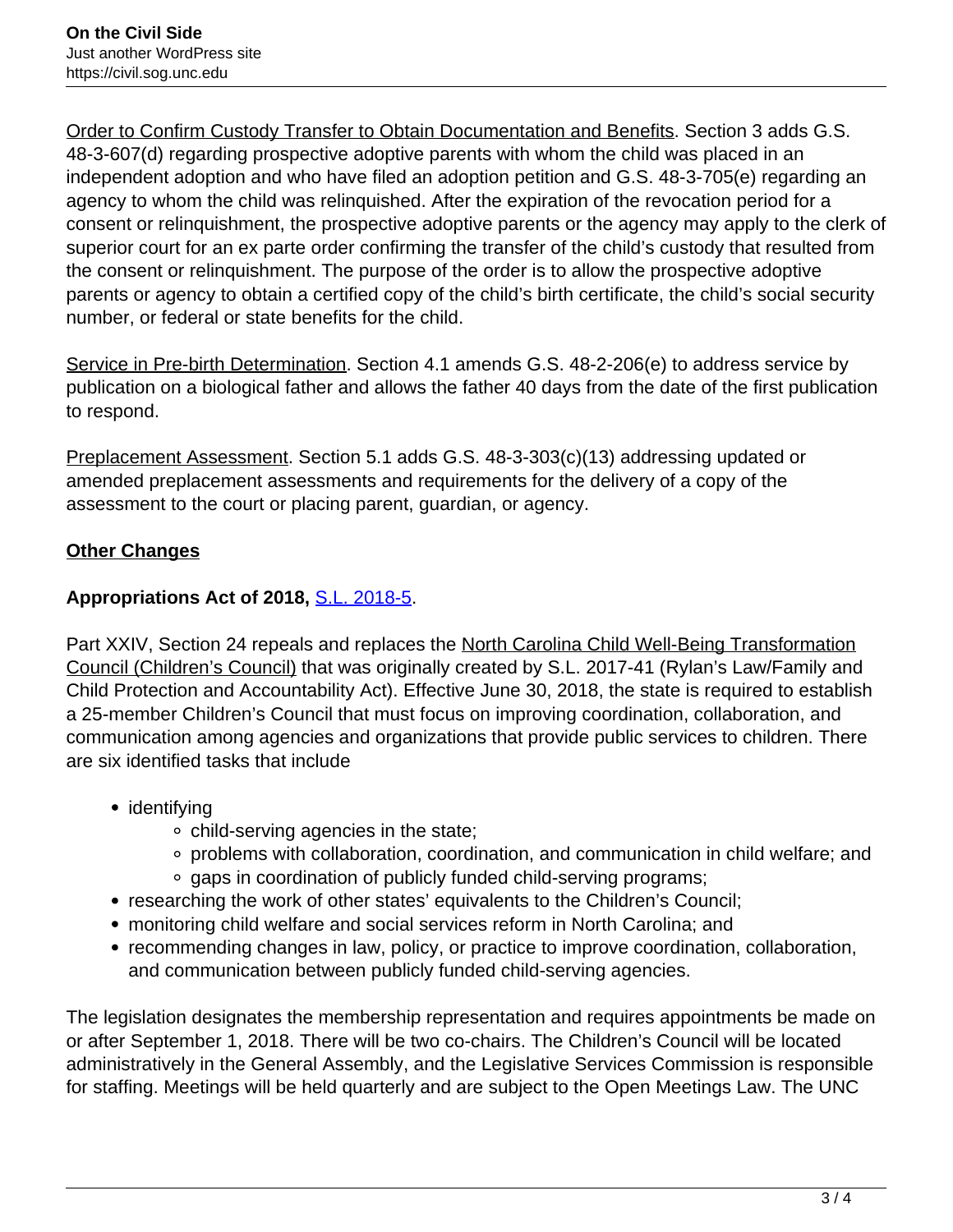Order to Confirm Custody Transfer to Obtain Documentation and Benefits. Section 3 adds G.S. 48-3-607(d) regarding prospective adoptive parents with whom the child was placed in an independent adoption and who have filed an adoption petition and G.S. 48-3-705(e) regarding an agency to whom the child was relinquished. After the expiration of the revocation period for a consent or relinquishment, the prospective adoptive parents or the agency may apply to the clerk of superior court for an ex parte order confirming the transfer of the child's custody that resulted from the consent or relinquishment. The purpose of the order is to allow the prospective adoptive parents or agency to obtain a certified copy of the child's birth certificate, the child's social security number, or federal or state benefits for the child.

Service in Pre-birth Determination. Section 4.1 amends G.S. 48-2-206(e) to address service by publication on a biological father and allows the father 40 days from the date of the first publication to respond.

Preplacement Assessment. Section 5.1 adds G.S. 48-3-303(c)(13) addressing updated or amended preplacement assessments and requirements for the delivery of a copy of the assessment to the court or placing parent, guardian, or agency.

**Other Changes**

**Appropriations Act of 2018,** [S.L. 2018-5](S.L. 2018-5).

Part XXIV, Section 24 repeals and replaces the North Carolina Child Well-Being Transformation Council (Children's Council) that was originally created by S.L. 2017-41 (Rylan's Law/Family and Child Protection and Accountability Act). Effective June 30, 2018, the state is required to establish a 25-member Children's Council that must focus on improving coordination, collaboration, and communication among agencies and organizations that provide public services to children. There are six identified tasks that include

- identifying
  - child-serving agencies in the state;
  - problems with collaboration, coordination, and communication in child welfare; and
  - gaps in coordination of publicly funded child-serving programs;
- researching the work of other states' equivalents to the Children's Council;
- monitoring child welfare and social services reform in North Carolina; and
- recommending changes in law, policy, or practice to improve coordination, collaboration, and communication between publicly funded child-serving agencies.

The legislation designates the membership representation and requires appointments be made on or after September 1, 2018. There will be two co-chairs. The Children's Council will be located administratively in the General Assembly, and the Legislative Services Commission is responsible for staffing. Meetings will be held quarterly and are subject to the Open Meetings Law. The UNC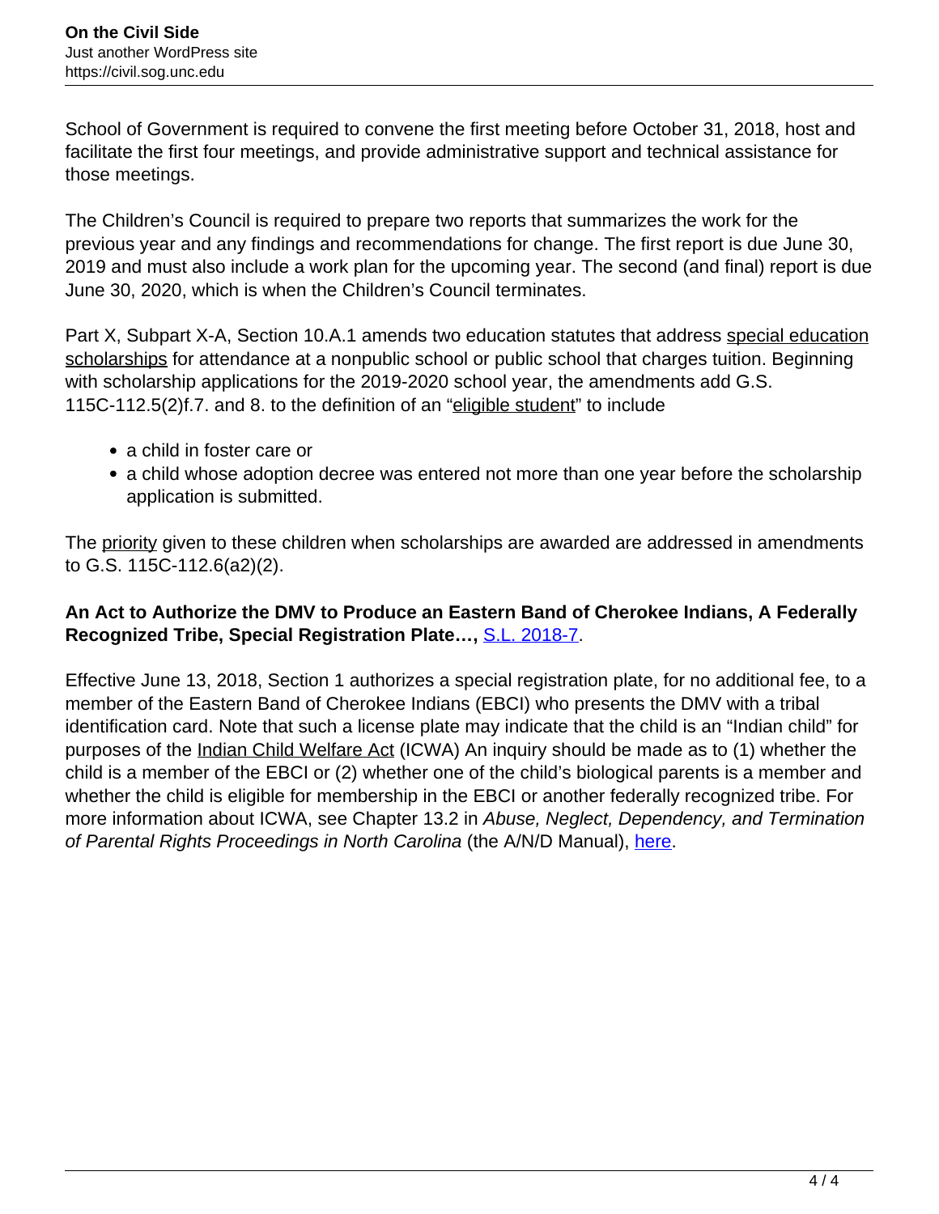School of Government is required to convene the first meeting before October 31, 2018, host and facilitate the first four meetings, and provide administrative support and technical assistance for those meetings.

The Children's Council is required to prepare two reports that summarizes the work for the previous year and any findings and recommendations for change. The first report is due June 30, 2019 and must also include a work plan for the upcoming year. The second (and final) report is due June 30, 2020, which is when the Children's Council terminates.

Part X, Subpart X-A, Section 10.A.1 amends two education statutes that address special education scholarships for attendance at a nonpublic school or public school that charges tuition. Beginning with scholarship applications for the 2019-2020 school year, the amendments add G.S. 115C-112.5(2)f.7. and 8. to the definition of an "eligible student" to include

- a child in foster care or
- a child whose adoption decree was entered not more than one year before the scholarship application is submitted.

The priority given to these children when scholarships are awarded are addressed in amendments to G.S. 115C-112.6(a2)(2).

**An Act to Authorize the DMV to Produce an Eastern Band of Cherokee Indians, A Federally Recognized Tribe, Special Registration Plate…,** S.L. 2018-7.

Effective June 13, 2018, Section 1 authorizes a special registration plate, for no additional fee, to a member of the Eastern Band of Cherokee Indians (EBCI) who presents the DMV with a tribal identification card. Note that such a license plate may indicate that the child is an "Indian child" for purposes of the Indian Child Welfare Act (ICWA) An inquiry should be made as to (1) whether the child is a member of the EBCI or (2) whether one of the child's biological parents is a member and whether the child is eligible for membership in the EBCI or another federally recognized tribe. For more information about ICWA, see Chapter 13.2 in *Abuse, Neglect, Dependency, and Termination of Parental Rights Proceedings in North Carolina* (the A/N/D Manual), here.